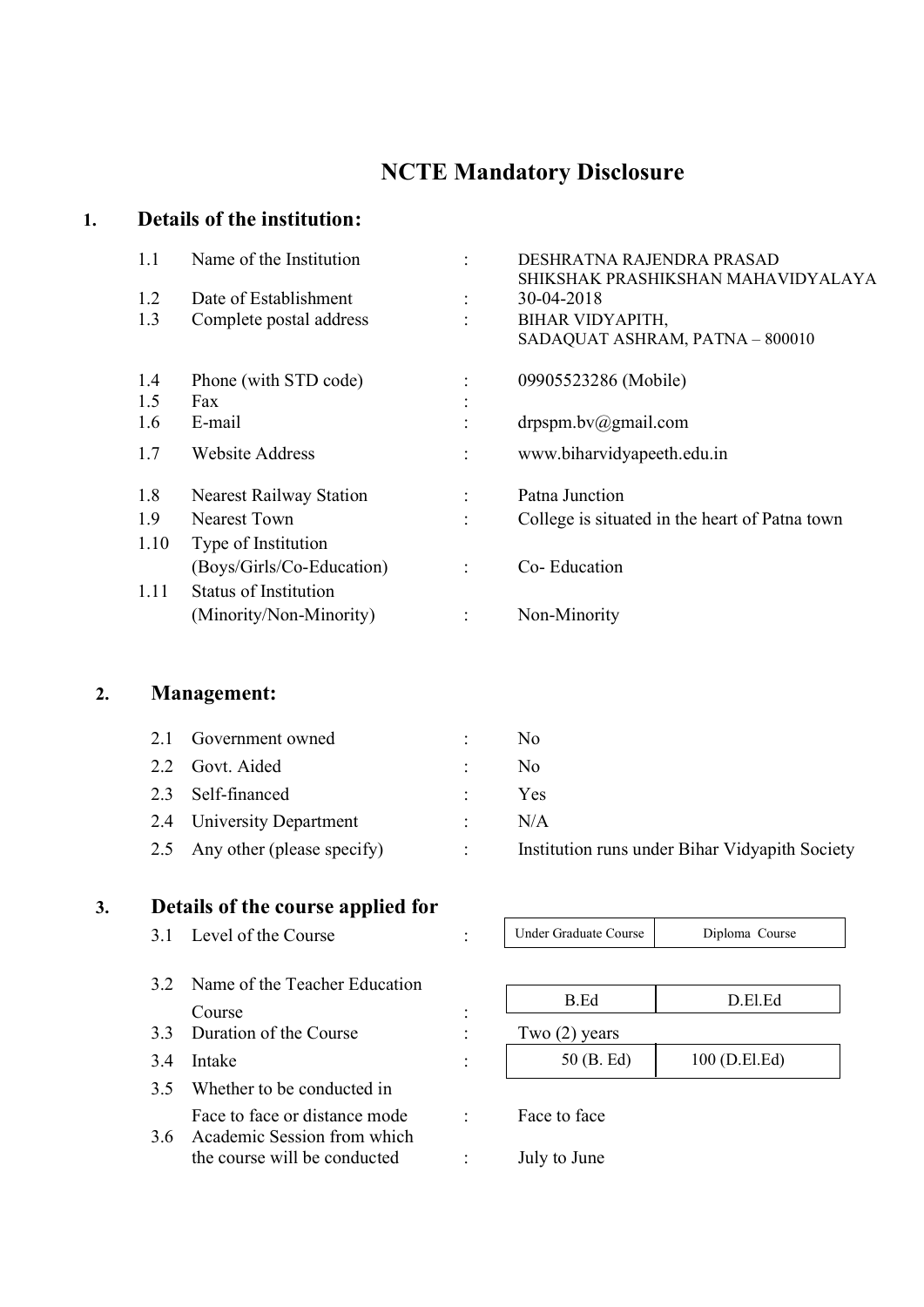# NCTE Mandatory Disclosure

## 1. Details of the institution:

| | | | |
|---|---|---|---|
| 1.1 | Name of the Institution | : | DESHRATNA RAJENDRA PRASAD SHIKSHAK PRASHIKSHAN MAHAVIDYALAYA |
| 1.2 | Date of Establishment | : | 30-04-2018 |
| 1.3 | Complete postal address | : | BIHAR VIDYAPITH, SADAQUAT ASHRAM, PATNA – 800010 |
| 1.4 | Phone (with STD code) | : | 09905523286 (Mobile) |
| 1.5 | Fax | : | |
| 1.6 | E-mail | : | drpspm.bv@gmail.com |
| 1.7 | Website Address | : | www.biharvidyapeeth.edu.in |
| 1.8 | Nearest Railway Station | : | Patna Junction |
| 1.9 | Nearest Town | : | College is situated in the heart of Patna town |
| 1.10 | Type of Institution (Boys/Girls/Co-Education) | : | Co- Education |
| 1.11 | Status of Institution (Minority/Non-Minority) | : | Non-Minority |

## 2. Management:

| | | | |
|---|---|---|---|
| 2.1 | Government owned | : | No |
| 2.2 | Govt. Aided | : | No |
| 2.3 | Self-financed | : | Yes |
| 2.4 | University Department | : | N/A |
| 2.5 | Any other (please specify) | : | Institution runs under Bihar Vidyapith Society |

## 3. Details of the course applied for

| | | | | |
|---|---|---|---|---|
| 3.1 | Level of the Course | : | Under Graduate Course | Diploma Course |
| 3.2 | Name of the Teacher Education Course | : | B.Ed | D.El.Ed |
| 3.3 | Duration of the Course | : | Two (2) years | |
| 3.4 | Intake | : | 50 (B. Ed) | 100 (D.El.Ed) |
| 3.5 | Whether to be conducted in Face to face or distance mode | : | Face to face | |
| 3.6 | Academic Session from which the course will be conducted | : | July to June | |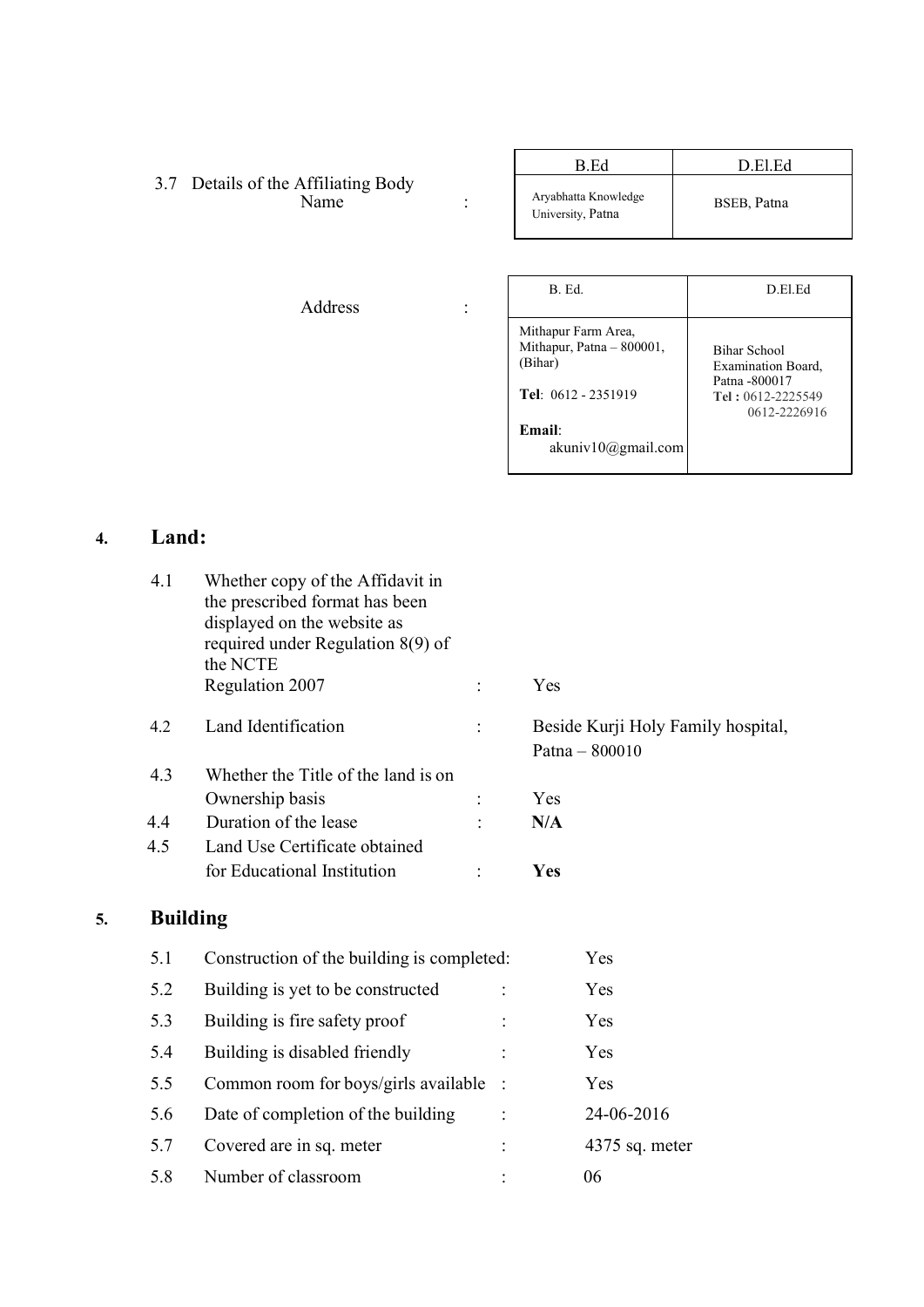3.7 Details of the Affiliating Body

Name :

| B.Ed | D.El.Ed |
|---|---|
| Aryabhatta Knowledge University, Patna | BSEB, Patna |

Address :

| B. Ed. | D.El.Ed |
|---|---|
| Mithapur Farm Area, Mithapur, Patna – 800001, (Bihar)<br><br>**Tel**: 0612 - 2351919<br><br>**Email**: akuniv10@gmail.com | Bihar School Examination Board, Patna -800017<br>**Tel :** 0612-2225549<br>0612-2226916 |

## 4. Land:

| | | | |
|---|---|---|---|
| 4.1 | Whether copy of the Affidavit in the prescribed format has been displayed on the website as required under Regulation 8(9) of the NCTE Regulation 2007 | : | Yes |
| 4.2 | Land Identification | : | Beside Kurji Holy Family hospital, Patna – 800010 |
| 4.3 | Whether the Title of the land is on Ownership basis | : | Yes |
| 4.4 | Duration of the lease | : | **N/A** |
| 4.5 | Land Use Certificate obtained for Educational Institution | : | **Yes** |

## 5. Building

| | | | |
|---|---|---|---|
| 5.1 | Construction of the building is completed: | | Yes |
| 5.2 | Building is yet to be constructed | : | Yes |
| 5.3 | Building is fire safety proof | : | Yes |
| 5.4 | Building is disabled friendly | : | Yes |
| 5.5 | Common room for boys/girls available | : | Yes |
| 5.6 | Date of completion of the building | : | 24-06-2016 |
| 5.7 | Covered are in sq. meter | : | 4375 sq. meter |
| 5.8 | Number of classroom | : | 06 |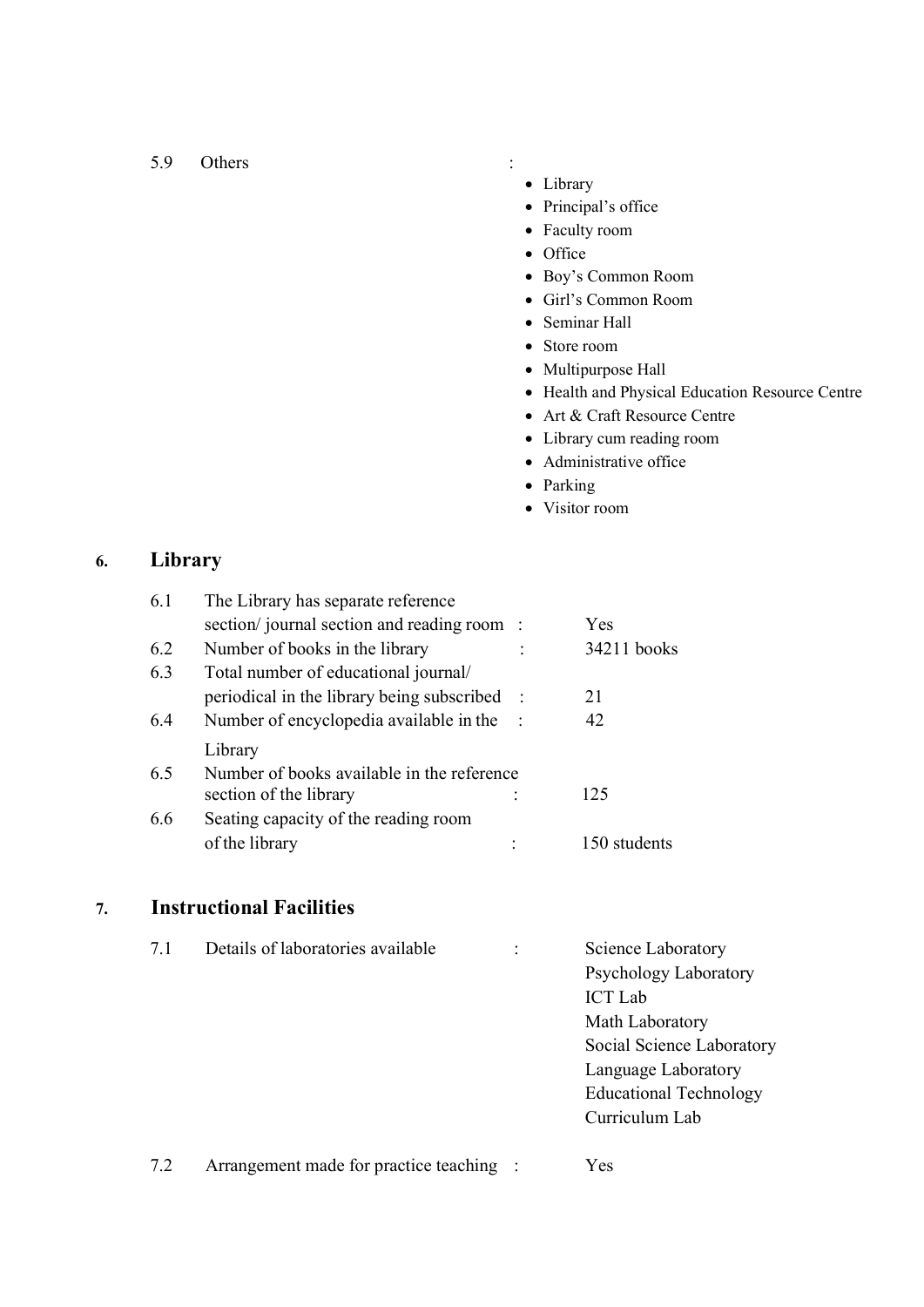5.9 Others :

- Library
- Principal's office
- Faculty room
- Office
- Boy's Common Room
- Girl's Common Room
- Seminar Hall
- Store room
- Multipurpose Hall
- Health and Physical Education Resource Centre
- Art & Craft Resource Centre
- Library cum reading room
- Administrative office
- Parking
- Visitor room

## 6. Library

| | | | |
|---|---|---|---|
| 6.1 | The Library has separate reference section/ journal section and reading room | : | Yes |
| 6.2 | Number of books in the library | : | 34211 books |
| 6.3 | Total number of educational journal/ periodical in the library being subscribed | : | 21 |
| 6.4 | Number of encyclopedia available in the Library | : | 42 |
| 6.5 | Number of books available in the reference section of the library | : | 125 |
| 6.6 | Seating capacity of the reading room of the library | : | 150 students |

## 7. Instructional Facilities

7.1 Details of laboratories available :

Science Laboratory
Psychology Laboratory
ICT Lab
Math Laboratory
Social Science Laboratory
Language Laboratory
Educational Technology
Curriculum Lab

7.2 Arrangement made for practice teaching : Yes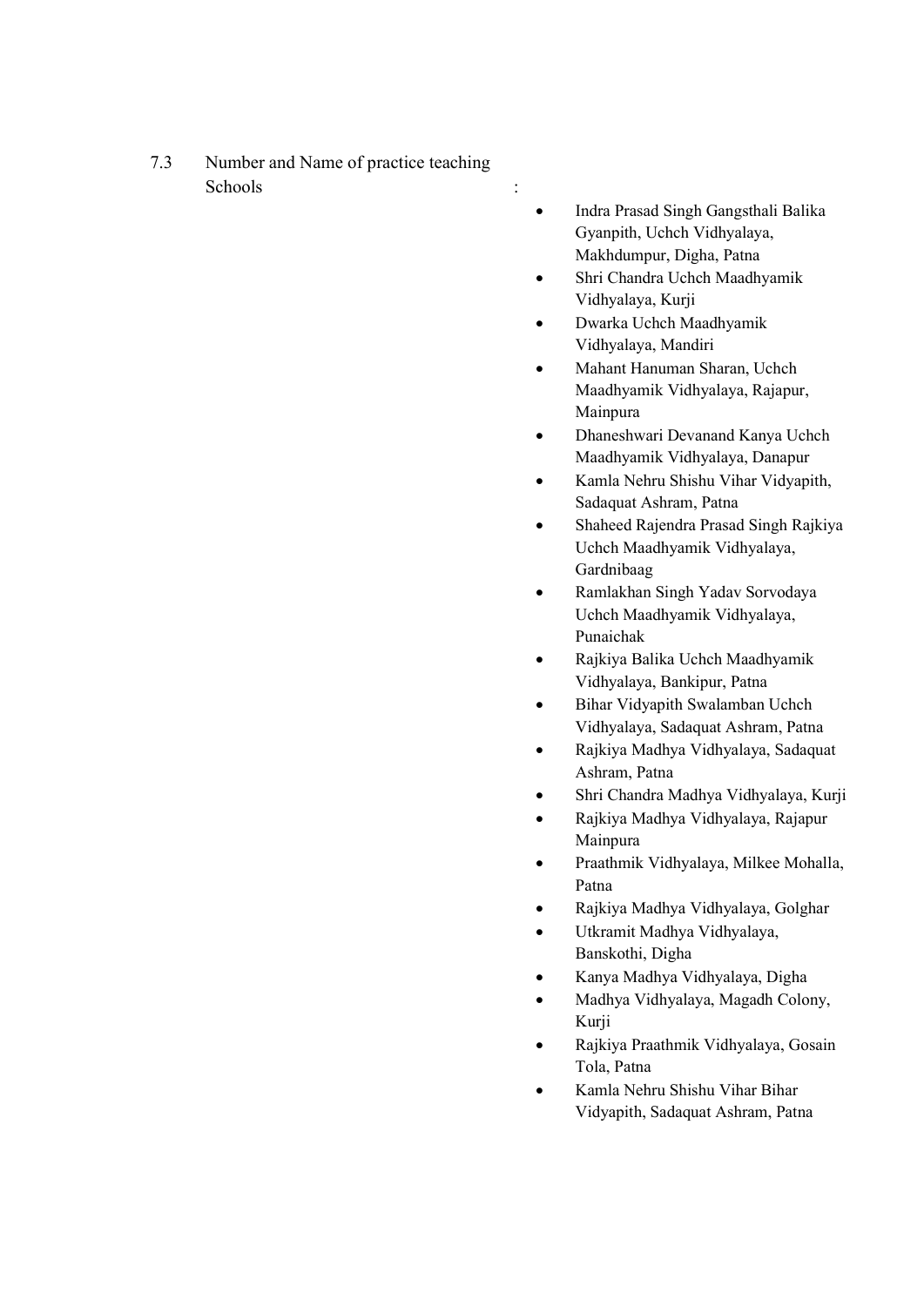7.3 Number and Name of practice teaching Schools :

- Indra Prasad Singh Gangsthali Balika Gyanpith, Uchch Vidhyalaya, Makhdumpur, Digha, Patna
- Shri Chandra Uchch Maadhyamik Vidhyalaya, Kurji
- Dwarka Uchch Maadhyamik Vidhyalaya, Mandiri
- Mahant Hanuman Sharan, Uchch Maadhyamik Vidhyalaya, Rajapur, Mainpura
- Dhaneshwari Devanand Kanya Uchch Maadhyamik Vidhyalaya, Danapur
- Kamla Nehru Shishu Vihar Vidyapith, Sadaquat Ashram, Patna
- Shaheed Rajendra Prasad Singh Rajkiya Uchch Maadhyamik Vidhyalaya, Gardnibaag
- Ramlakhan Singh Yadav Sorvodaya Uchch Maadhyamik Vidhyalaya, Punaichak
- Rajkiya Balika Uchch Maadhyamik Vidhyalaya, Bankipur, Patna
- Bihar Vidyapith Swalamban Uchch Vidhyalaya, Sadaquat Ashram, Patna
- Rajkiya Madhya Vidhyalaya, Sadaquat Ashram, Patna
- Shri Chandra Madhya Vidhyalaya, Kurji
- Rajkiya Madhya Vidhyalaya, Rajapur Mainpura
- Praathmik Vidhyalaya, Milkee Mohalla, Patna
- Rajkiya Madhya Vidhyalaya, Golghar
- Utkramit Madhya Vidhyalaya, Banskothi, Digha
- Kanya Madhya Vidhyalaya, Digha
- Madhya Vidhyalaya, Magadh Colony, Kurji
- Rajkiya Praathmik Vidhyalaya, Gosain Tola, Patna
- Kamla Nehru Shishu Vihar Bihar Vidyapith, Sadaquat Ashram, Patna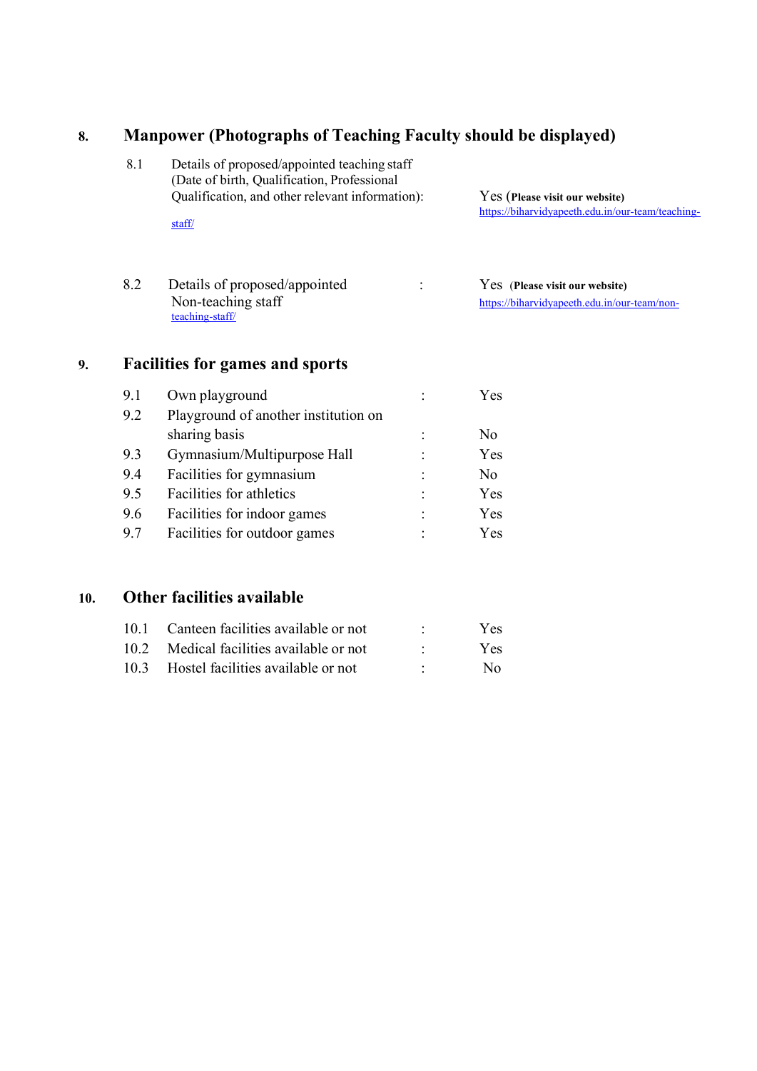## 8. Manpower (Photographs of Teaching Faculty should be displayed)

8.1 Details of proposed/appointed teaching staff (Date of birth, Qualification, Professional Qualification, and other relevant information): Yes (**Please visit our website**) https://biharvidyapeeth.edu.in/our-team/teaching-staff/

8.2 Details of proposed/appointed Non-teaching staff : Yes (**Please visit our website**) https://biharvidyapeeth.edu.in/our-team/non-teaching-staff/

## 9. Facilities for games and sports

| | | | |
|---|---|---|---|
| 9.1 | Own playground | : | Yes |
| 9.2 | Playground of another institution on sharing basis | : | No |
| 9.3 | Gymnasium/Multipurpose Hall | : | Yes |
| 9.4 | Facilities for gymnasium | : | No |
| 9.5 | Facilities for athletics | : | Yes |
| 9.6 | Facilities for indoor games | : | Yes |
| 9.7 | Facilities for outdoor games | : | Yes |

## 10. Other facilities available

| | | | |
|---|---|---|---|
| 10.1 | Canteen facilities available or not | : | Yes |
| 10.2 | Medical facilities available or not | : | Yes |
| 10.3 | Hostel facilities available or not | : | No |